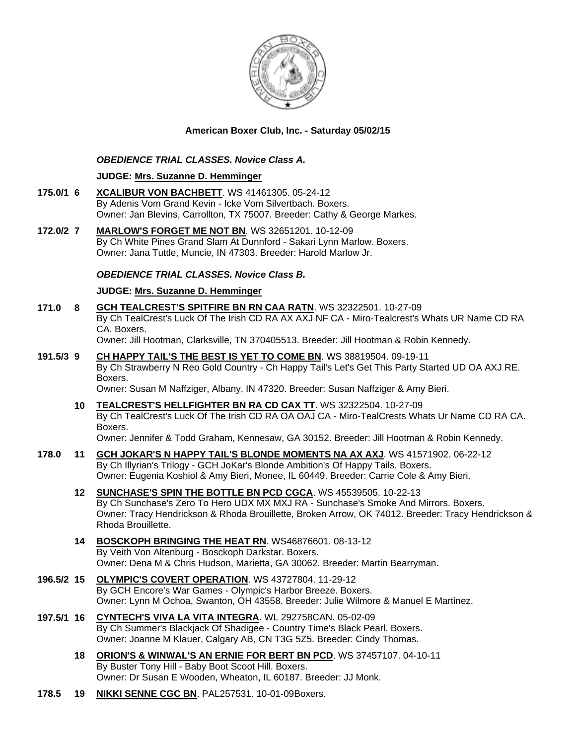**American Boxer Club, Inc. - Saturday 05/02/15**

***OBEDIENCE TRIAL CLASSES. Novice Class A.***

**JUDGE: Mrs. Suzanne D. Hemminger**

**175.0/1 6** **XCALIBUR VON BACHBETT**. WS 41461305. 05-24-12
By Adenis Vom Grand Kevin - Icke Vom Silvertbach. Boxers.
Owner: Jan Blevins, Carrollton, TX 75007. Breeder: Cathy & George Markes.

**172.0/2 7** **MARLOW'S FORGET ME NOT BN**. WS 32651201. 10-12-09
By Ch White Pines Grand Slam At Dunnford - Sakari Lynn Marlow. Boxers.
Owner: Jana Tuttle, Muncie, IN 47303. Breeder: Harold Marlow Jr.

***OBEDIENCE TRIAL CLASSES. Novice Class B.***

**JUDGE: Mrs. Suzanne D. Hemminger**

**171.0 8** **GCH TEALCREST'S SPITFIRE BN RN CAA RATN**. WS 32322501. 10-27-09
By Ch TealCrest's Luck Of The Irish CD RA AX AXJ NF CA - Miro-Tealcrest's Whats UR Name CD RA CA. Boxers.
Owner: Jill Hootman, Clarksville, TN 370405513. Breeder: Jill Hootman & Robin Kennedy.

**191.5/3 9** **CH HAPPY TAIL'S THE BEST IS YET TO COME BN**. WS 38819504. 09-19-11
By Ch Strawberry N Reo Gold Country - Ch Happy Tail's Let's Get This Party Started UD OA AXJ RE. Boxers.
Owner: Susan M Naffziger, Albany, IN 47320. Breeder: Susan Naffziger & Amy Bieri.

**10** **TEALCREST'S HELLFIGHTER BN RA CD CAX TT**. WS 32322504. 10-27-09
By Ch TealCrest's Luck Of The Irish CD RA OA OAJ CA - Miro-TealCrests Whats Ur Name CD RA CA. Boxers.
Owner: Jennifer & Todd Graham, Kennesaw, GA 30152. Breeder: Jill Hootman & Robin Kennedy.

**178.0 11** **GCH JOKAR'S N HAPPY TAIL'S BLONDE MOMENTS NA AX AXJ**. WS 41571902. 06-22-12
By Ch Illyrian's Trilogy - GCH JoKar's Blonde Ambition's Of Happy Tails. Boxers.
Owner: Eugenia Koshiol & Amy Bieri, Monee, IL 60449. Breeder: Carrie Cole & Amy Bieri.

**12** **SUNCHASE'S SPIN THE BOTTLE BN PCD CGCA**. WS 45539505. 10-22-13
By Ch Sunchase's Zero To Hero UDX MX MXJ RA - Sunchase's Smoke And Mirrors. Boxers.
Owner: Tracy Hendrickson & Rhoda Brouillette, Broken Arrow, OK 74012. Breeder: Tracy Hendrickson & Rhoda Brouillette.

**14** **BOSCKOPH BRINGING THE HEAT RN**. WS46876601. 08-13-12
By Veith Von Altenburg - Bosckoph Darkstar. Boxers.
Owner: Dena M & Chris Hudson, Marietta, GA 30062. Breeder: Martin Bearryman.

**196.5/2 15** **OLYMPIC'S COVERT OPERATION**. WS 43727804. 11-29-12
By GCH Encore's War Games - Olympic's Harbor Breeze. Boxers.
Owner: Lynn M Ochoa, Swanton, OH 43558. Breeder: Julie Wilmore & Manuel E Martinez.

**197.5/1 16** **CYNTECH'S VIVA LA VITA INTEGRA**. WL 292758CAN. 05-02-09
By Ch Summer's Blackjack Of Shadigee - Country Time's Black Pearl. Boxers.
Owner: Joanne M Klauer, Calgary AB, CN T3G 5Z5. Breeder: Cindy Thomas.

**18** **ORION'S & WINWAL'S AN ERNIE FOR BERT BN PCD**. WS 37457107. 04-10-11
By Buster Tony Hill - Baby Boot Scoot Hill. Boxers.
Owner: Dr Susan E Wooden, Wheaton, IL 60187. Breeder: JJ Monk.

**178.5 19** **NIKKI SENNE CGC BN**. PAL257531. 10-01-09Boxers.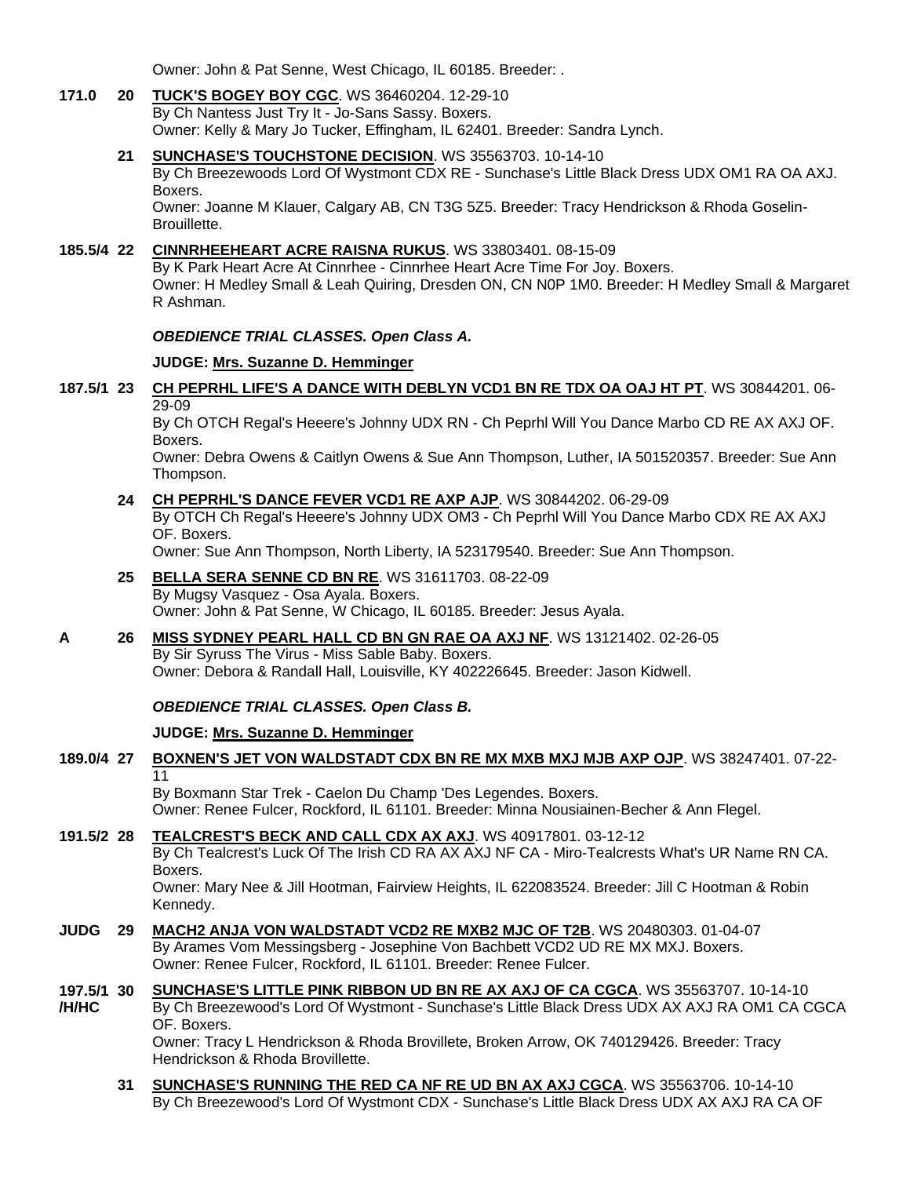Owner: John & Pat Senne, West Chicago, IL 60185. Breeder: .

**171.0** **20** **TUCK'S BOGEY BOY CGC**. WS 36460204. 12-29-10
By Ch Nantess Just Try It - Jo-Sans Sassy. Boxers.
Owner: Kelly & Mary Jo Tucker, Effingham, IL 62401. Breeder: Sandra Lynch.

**21** **SUNCHASE'S TOUCHSTONE DECISION**. WS 35563703. 10-14-10
By Ch Breezewoods Lord Of Wystmont CDX RE - Sunchase's Little Black Dress UDX OM1 RA OA AXJ. Boxers.
Owner: Joanne M Klauer, Calgary AB, CN T3G 5Z5. Breeder: Tracy Hendrickson & Rhoda Goselin-Brouillette.

**185.5/4** **22** **CINNRHEEHEART ACRE RAISNA RUKUS**. WS 33803401. 08-15-09
By K Park Heart Acre At Cinnrhee - Cinnrhee Heart Acre Time For Joy. Boxers.
Owner: H Medley Small & Leah Quiring, Dresden ON, CN N0P 1M0. Breeder: H Medley Small & Margaret R Ashman.

***OBEDIENCE TRIAL CLASSES. Open Class A.***

**JUDGE: Mrs. Suzanne D. Hemminger**

**187.5/1** **23** **CH PEPRHL LIFE'S A DANCE WITH DEBLYN VCD1 BN RE TDX OA OAJ HT PT**. WS 30844201. 06-29-09
By Ch OTCH Regal's Heeere's Johnny UDX RN - Ch Peprhl Will You Dance Marbo CD RE AX AXJ OF. Boxers.
Owner: Debra Owens & Caitlyn Owens & Sue Ann Thompson, Luther, IA 501520357. Breeder: Sue Ann Thompson.

**24** **CH PEPRHL'S DANCE FEVER VCD1 RE AXP AJP**. WS 30844202. 06-29-09
By OTCH Ch Regal's Heeere's Johnny UDX OM3 - Ch Peprhl Will You Dance Marbo CDX RE AX AXJ OF. Boxers.
Owner: Sue Ann Thompson, North Liberty, IA 523179540. Breeder: Sue Ann Thompson.

**25** **BELLA SERA SENNE CD BN RE**. WS 31611703. 08-22-09
By Mugsy Vasquez - Osa Ayala. Boxers.
Owner: John & Pat Senne, W Chicago, IL 60185. Breeder: Jesus Ayala.

**A** **26** **MISS SYDNEY PEARL HALL CD BN GN RAE OA AXJ NF**. WS 13121402. 02-26-05
By Sir Syruss The Virus - Miss Sable Baby. Boxers.
Owner: Debora & Randall Hall, Louisville, KY 402226645. Breeder: Jason Kidwell.

***OBEDIENCE TRIAL CLASSES. Open Class B.***

**JUDGE: Mrs. Suzanne D. Hemminger**

**189.0/4** **27** **BOXNEN'S JET VON WALDSTADT CDX BN RE MX MXB MXJ MJB AXP OJP**. WS 38247401. 07-22-11
By Boxmann Star Trek - Caelon Du Champ 'Des Legendes. Boxers.
Owner: Renee Fulcer, Rockford, IL 61101. Breeder: Minna Nousiainen-Becher & Ann Flegel.

**191.5/2** **28** **TEALCREST'S BECK AND CALL CDX AX AXJ**. WS 40917801. 03-12-12
By Ch Tealcrest's Luck Of The Irish CD RA AX AXJ NF CA - Miro-Tealcrests What's UR Name RN CA. Boxers.
Owner: Mary Nee & Jill Hootman, Fairview Heights, IL 622083524. Breeder: Jill C Hootman & Robin Kennedy.

**JUDG** **29** **MACH2 ANJA VON WALDSTADT VCD2 RE MXB2 MJC OF T2B**. WS 20480303. 01-04-07
By Arames Vom Messingsberg - Josephine Von Bachbett VCD2 UD RE MX MXJ. Boxers.
Owner: Renee Fulcer, Rockford, IL 61101. Breeder: Renee Fulcer.

**197.5/1 /H/HC** **30** **SUNCHASE'S LITTLE PINK RIBBON UD BN RE AX AXJ OF CA CGCA**. WS 35563707. 10-14-10
By Ch Breezewood's Lord Of Wystmont - Sunchase's Little Black Dress UDX AX AXJ RA OM1 CA CGCA OF. Boxers.
Owner: Tracy L Hendrickson & Rhoda Brovillete, Broken Arrow, OK 740129426. Breeder: Tracy Hendrickson & Rhoda Brovillette.

**31** **SUNCHASE'S RUNNING THE RED CA NF RE UD BN AX AXJ CGCA**. WS 35563706. 10-14-10
By Ch Breezewood's Lord Of Wystmont CDX - Sunchase's Little Black Dress UDX AX AXJ RA CA OF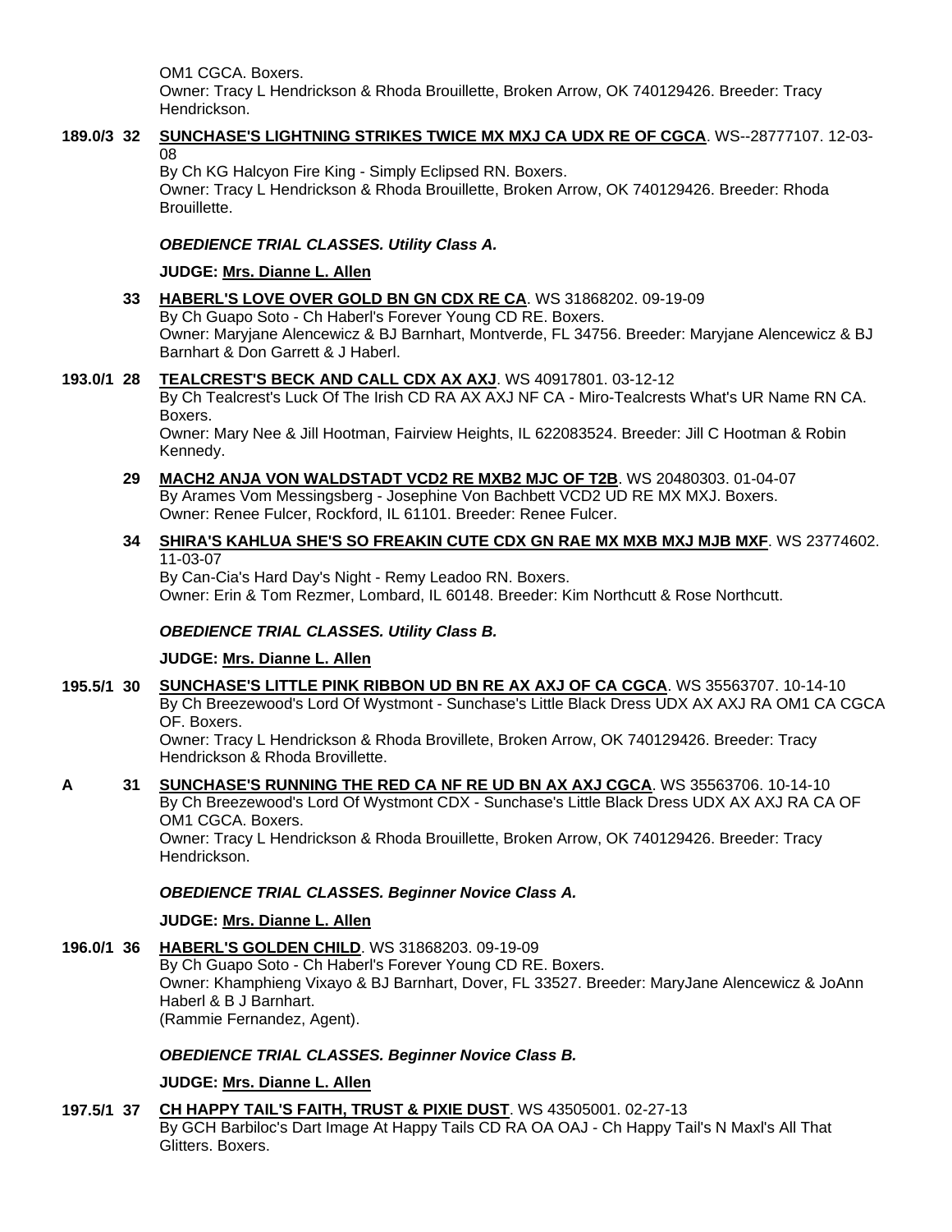OM1 CGCA. Boxers.
Owner: Tracy L Hendrickson & Rhoda Brouillette, Broken Arrow, OK 740129426. Breeder: Tracy Hendrickson.

**189.0/3 32** **SUNCHASE'S LIGHTNING STRIKES TWICE MX MXJ CA UDX RE OF CGCA**. WS--28777107. 12-03-08
By Ch KG Halcyon Fire King - Simply Eclipsed RN. Boxers.
Owner: Tracy L Hendrickson & Rhoda Brouillette, Broken Arrow, OK 740129426. Breeder: Rhoda Brouillette.

### *OBEDIENCE TRIAL CLASSES. Utility Class A.*

**JUDGE: Mrs. Dianne L. Allen**

**33** **HABERL'S LOVE OVER GOLD BN GN CDX RE CA**. WS 31868202. 09-19-09
By Ch Guapo Soto - Ch Haberl's Forever Young CD RE. Boxers.
Owner: Maryjane Alencewicz & BJ Barnhart, Montverde, FL 34756. Breeder: Maryjane Alencewicz & BJ Barnhart & Don Garrett & J Haberl.

**193.0/1 28** **TEALCREST'S BECK AND CALL CDX AX AXJ**. WS 40917801. 03-12-12
By Ch Tealcrest's Luck Of The Irish CD RA AX AXJ NF CA - Miro-Tealcrests What's UR Name RN CA. Boxers.
Owner: Mary Nee & Jill Hootman, Fairview Heights, IL 622083524. Breeder: Jill C Hootman & Robin Kennedy.

**29** **MACH2 ANJA VON WALDSTADT VCD2 RE MXB2 MJC OF T2B**. WS 20480303. 01-04-07
By Arames Vom Messingsberg - Josephine Von Bachbett VCD2 UD RE MX MXJ. Boxers.
Owner: Renee Fulcer, Rockford, IL 61101. Breeder: Renee Fulcer.

**34** **SHIRA'S KAHLUA SHE'S SO FREAKIN CUTE CDX GN RAE MX MXB MXJ MJB MXF**. WS 23774602. 11-03-07
By Can-Cia's Hard Day's Night - Remy Leadoo RN. Boxers.
Owner: Erin & Tom Rezmer, Lombard, IL 60148. Breeder: Kim Northcutt & Rose Northcutt.

### *OBEDIENCE TRIAL CLASSES. Utility Class B.*

**JUDGE: Mrs. Dianne L. Allen**

**195.5/1 30** **SUNCHASE'S LITTLE PINK RIBBON UD BN RE AX AXJ OF CA CGCA**. WS 35563707. 10-14-10
By Ch Breezewood's Lord Of Wystmont - Sunchase's Little Black Dress UDX AX AXJ RA OM1 CA CGCA OF. Boxers.
Owner: Tracy L Hendrickson & Rhoda Brovillete, Broken Arrow, OK 740129426. Breeder: Tracy Hendrickson & Rhoda Brovillette.

**A 31** **SUNCHASE'S RUNNING THE RED CA NF RE UD BN AX AXJ CGCA**. WS 35563706. 10-14-10
By Ch Breezewood's Lord Of Wystmont CDX - Sunchase's Little Black Dress UDX AX AXJ RA CA OF OM1 CGCA. Boxers.
Owner: Tracy L Hendrickson & Rhoda Brouillette, Broken Arrow, OK 740129426. Breeder: Tracy Hendrickson.

### *OBEDIENCE TRIAL CLASSES. Beginner Novice Class A.*

**JUDGE: Mrs. Dianne L. Allen**

**196.0/1 36** **HABERL'S GOLDEN CHILD**. WS 31868203. 09-19-09
By Ch Guapo Soto - Ch Haberl's Forever Young CD RE. Boxers.
Owner: Khamphieng Vixayo & BJ Barnhart, Dover, FL 33527. Breeder: MaryJane Alencewicz & JoAnn Haberl & B J Barnhart.
(Rammie Fernandez, Agent).

### *OBEDIENCE TRIAL CLASSES. Beginner Novice Class B.*

**JUDGE: Mrs. Dianne L. Allen**

**197.5/1 37** **CH HAPPY TAIL'S FAITH, TRUST & PIXIE DUST**. WS 43505001. 02-27-13
By GCH Barbiloc's Dart Image At Happy Tails CD RA OA OAJ - Ch Happy Tail's N Maxl's All That Glitters. Boxers.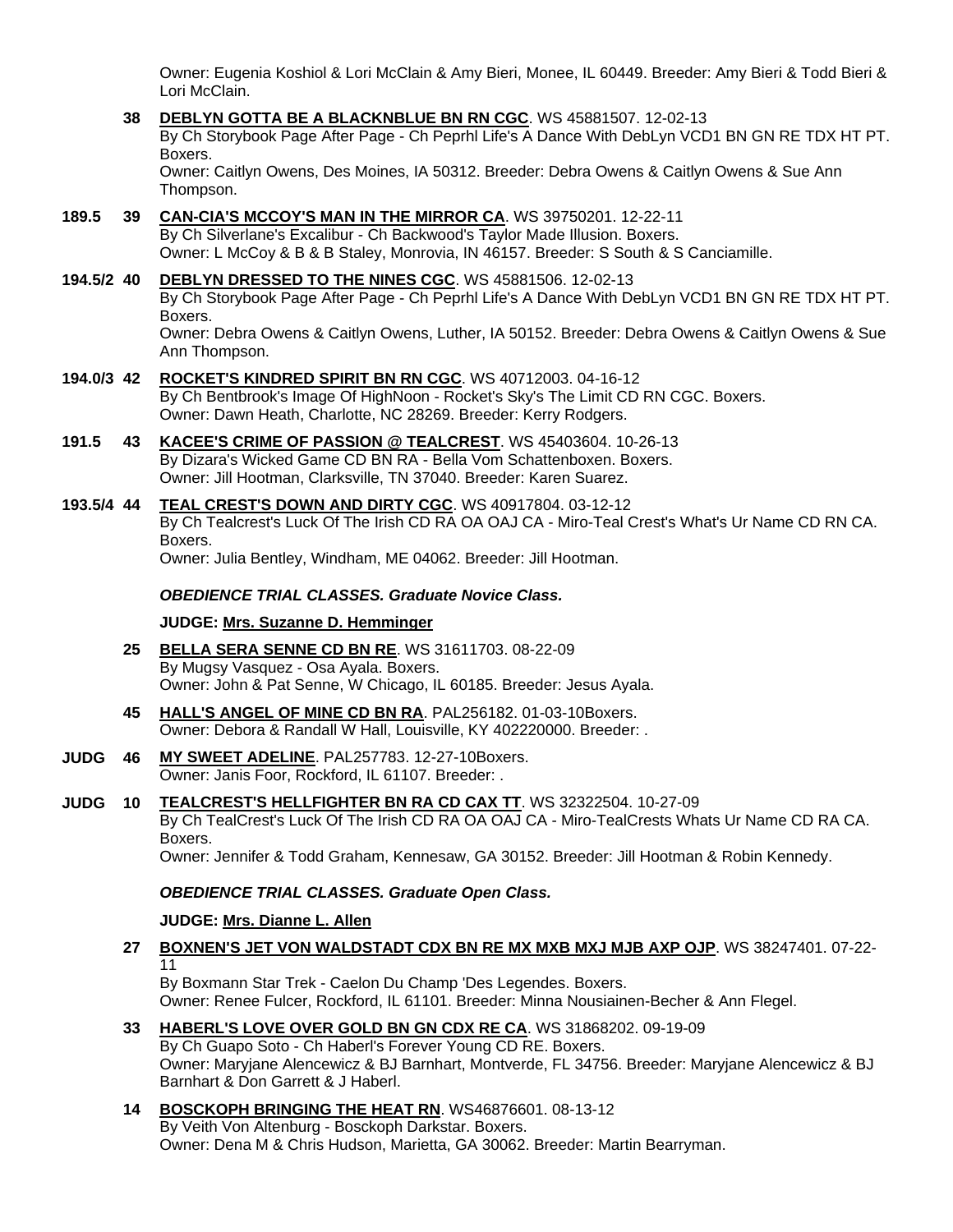Owner: Eugenia Koshiol & Lori McClain & Amy Bieri, Monee, IL 60449. Breeder: Amy Bieri & Todd Bieri & Lori McClain.

**38** **DEBLYN GOTTA BE A BLACKNBLUE BN RN CGC**. WS 45881507. 12-02-13
By Ch Storybook Page After Page - Ch Peprhl Life's A Dance With DebLyn VCD1 BN GN RE TDX HT PT. Boxers.
Owner: Caitlyn Owens, Des Moines, IA 50312. Breeder: Debra Owens & Caitlyn Owens & Sue Ann Thompson.

**189.5** **39** **CAN-CIA'S MCCOY'S MAN IN THE MIRROR CA**. WS 39750201. 12-22-11
By Ch Silverlane's Excalibur - Ch Backwood's Taylor Made Illusion. Boxers.
Owner: L McCoy & B & B Staley, Monrovia, IN 46157. Breeder: S South & S Canciamille.

**194.5/2** **40** **DEBLYN DRESSED TO THE NINES CGC**. WS 45881506. 12-02-13
By Ch Storybook Page After Page - Ch Peprhl Life's A Dance With DebLyn VCD1 BN GN RE TDX HT PT. Boxers.
Owner: Debra Owens & Caitlyn Owens, Luther, IA 50152. Breeder: Debra Owens & Caitlyn Owens & Sue Ann Thompson.

**194.0/3** **42** **ROCKET'S KINDRED SPIRIT BN RN CGC**. WS 40712003. 04-16-12
By Ch Bentbrook's Image Of HighNoon - Rocket's Sky's The Limit CD RN CGC. Boxers.
Owner: Dawn Heath, Charlotte, NC 28269. Breeder: Kerry Rodgers.

**191.5** **43** **KACEE'S CRIME OF PASSION @ TEALCREST**. WS 45403604. 10-26-13
By Dizara's Wicked Game CD BN RA - Bella Vom Schattenboxen. Boxers.
Owner: Jill Hootman, Clarksville, TN 37040. Breeder: Karen Suarez.

**193.5/4** **44** **TEAL CREST'S DOWN AND DIRTY CGC**. WS 40917804. 03-12-12
By Ch Tealcrest's Luck Of The Irish CD RA OA OAJ CA - Miro-Teal Crest's What's Ur Name CD RN CA. Boxers.
Owner: Julia Bentley, Windham, ME 04062. Breeder: Jill Hootman.

***OBEDIENCE TRIAL CLASSES. Graduate Novice Class.***

**JUDGE: Mrs. Suzanne D. Hemminger**

**25** **BELLA SERA SENNE CD BN RE**. WS 31611703. 08-22-09
By Mugsy Vasquez - Osa Ayala. Boxers.
Owner: John & Pat Senne, W Chicago, IL 60185. Breeder: Jesus Ayala.

**45** **HALL'S ANGEL OF MINE CD BN RA**. PAL256182. 01-03-10Boxers.
Owner: Debora & Randall W Hall, Louisville, KY 402220000. Breeder: .

**JUDG** **46** **MY SWEET ADELINE**. PAL257783. 12-27-10Boxers.
Owner: Janis Foor, Rockford, IL 61107. Breeder: .

**JUDG** **10** **TEALCREST'S HELLFIGHTER BN RA CD CAX TT**. WS 32322504. 10-27-09
By Ch TealCrest's Luck Of The Irish CD RA OA OAJ CA - Miro-TealCrests Whats Ur Name CD RA CA. Boxers.
Owner: Jennifer & Todd Graham, Kennesaw, GA 30152. Breeder: Jill Hootman & Robin Kennedy.

***OBEDIENCE TRIAL CLASSES. Graduate Open Class.***

**JUDGE: Mrs. Dianne L. Allen**

**27** **BOXNEN'S JET VON WALDSTADT CDX BN RE MX MXB MXJ MJB AXP OJP**. WS 38247401. 07-22-11
By Boxmann Star Trek - Caelon Du Champ 'Des Legendes. Boxers.
Owner: Renee Fulcer, Rockford, IL 61101. Breeder: Minna Nousiainen-Becher & Ann Flegel.

**33** **HABERL'S LOVE OVER GOLD BN GN CDX RE CA**. WS 31868202. 09-19-09
By Ch Guapo Soto - Ch Haberl's Forever Young CD RE. Boxers.
Owner: Maryjane Alencewicz & BJ Barnhart, Montverde, FL 34756. Breeder: Maryjane Alencewicz & BJ Barnhart & Don Garrett & J Haberl.

**14** **BOSCKOPH BRINGING THE HEAT RN**. WS46876601. 08-13-12
By Veith Von Altenburg - Bosckoph Darkstar. Boxers.
Owner: Dena M & Chris Hudson, Marietta, GA 30062. Breeder: Martin Bearryman.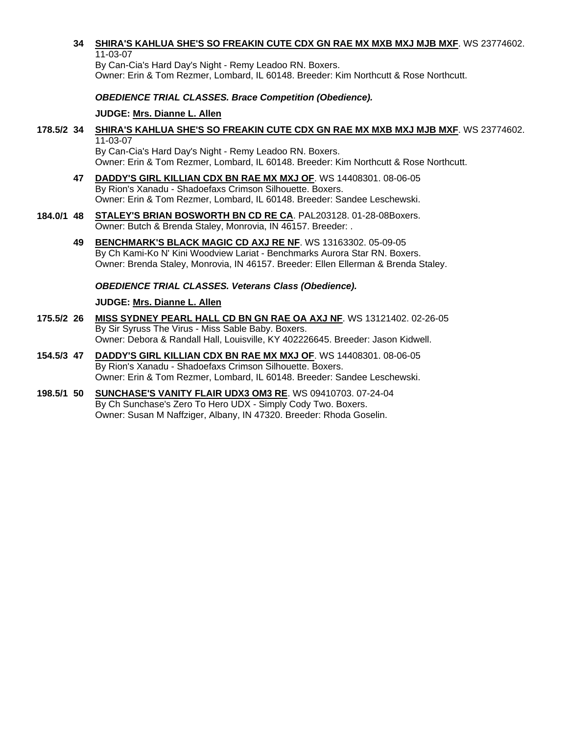**34** **SHIRA'S KAHLUA SHE'S SO FREAKIN CUTE CDX GN RAE MX MXB MXJ MJB MXF**. WS 23774602. 11-03-07
By Can-Cia's Hard Day's Night - Remy Leadoo RN. Boxers.
Owner: Erin & Tom Rezmer, Lombard, IL 60148. Breeder: Kim Northcutt & Rose Northcutt.

***OBEDIENCE TRIAL CLASSES. Brace Competition (Obedience).***

**JUDGE: Mrs. Dianne L. Allen**

**178.5/2 34** **SHIRA'S KAHLUA SHE'S SO FREAKIN CUTE CDX GN RAE MX MXB MXJ MJB MXF**. WS 23774602. 11-03-07
By Can-Cia's Hard Day's Night - Remy Leadoo RN. Boxers.
Owner: Erin & Tom Rezmer, Lombard, IL 60148. Breeder: Kim Northcutt & Rose Northcutt.

**47** **DADDY'S GIRL KILLIAN CDX BN RAE MX MXJ OF**. WS 14408301. 08-06-05
By Rion's Xanadu - Shadoefaxs Crimson Silhouette. Boxers.
Owner: Erin & Tom Rezmer, Lombard, IL 60148. Breeder: Sandee Leschewski.

**184.0/1 48** **STALEY'S BRIAN BOSWORTH BN CD RE CA**. PAL203128. 01-28-08Boxers.
Owner: Butch & Brenda Staley, Monrovia, IN 46157. Breeder: .

**49** **BENCHMARK'S BLACK MAGIC CD AXJ RE NF**. WS 13163302. 05-09-05
By Ch Kami-Ko N' Kini Woodview Lariat - Benchmarks Aurora Star RN. Boxers.
Owner: Brenda Staley, Monrovia, IN 46157. Breeder: Ellen Ellerman & Brenda Staley.

***OBEDIENCE TRIAL CLASSES. Veterans Class (Obedience).***

**JUDGE: Mrs. Dianne L. Allen**

**175.5/2 26** **MISS SYDNEY PEARL HALL CD BN GN RAE OA AXJ NF**. WS 13121402. 02-26-05
By Sir Syruss The Virus - Miss Sable Baby. Boxers.
Owner: Debora & Randall Hall, Louisville, KY 402226645. Breeder: Jason Kidwell.

**154.5/3 47** **DADDY'S GIRL KILLIAN CDX BN RAE MX MXJ OF**. WS 14408301. 08-06-05
By Rion's Xanadu - Shadoefaxs Crimson Silhouette. Boxers.
Owner: Erin & Tom Rezmer, Lombard, IL 60148. Breeder: Sandee Leschewski.

**198.5/1 50** **SUNCHASE'S VANITY FLAIR UDX3 OM3 RE**. WS 09410703. 07-24-04
By Ch Sunchase's Zero To Hero UDX - Simply Cody Two. Boxers.
Owner: Susan M Naffziger, Albany, IN 47320. Breeder: Rhoda Goselin.